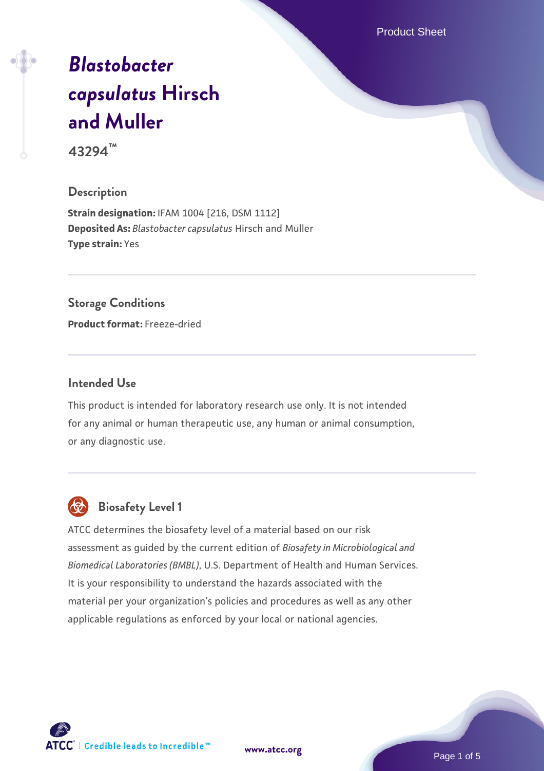# *Blastobacter capsulatus* Hirsch and Muller

**43294™**

## Description

**Strain designation:** IFAM 1004 [216, DSM 1112]
**Deposited As:** *Blastobacter capsulatus* Hirsch and Muller
**Type strain:** Yes

## Storage Conditions

**Product format:** Freeze-dried

## Intended Use

This product is intended for laboratory research use only. It is not intended for any animal or human therapeutic use, any human or animal consumption, or any diagnostic use.

## Biosafety Level 1

ATCC determines the biosafety level of a material based on our risk assessment as guided by the current edition of *Biosafety in Microbiological and Biomedical Laboratories (BMBL)*, U.S. Department of Health and Human Services. It is your responsibility to understand the hazards associated with the material per your organization's policies and procedures as well as any other applicable regulations as enforced by your local or national agencies.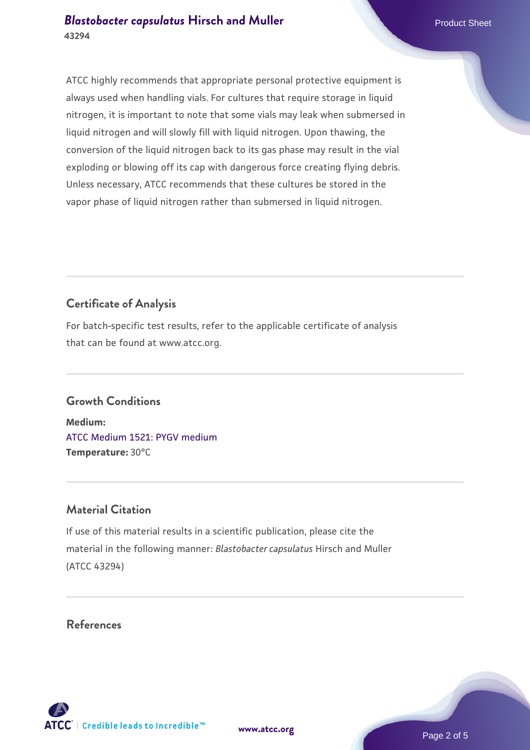ATCC highly recommends that appropriate personal protective equipment is always used when handling vials. For cultures that require storage in liquid nitrogen, it is important to note that some vials may leak when submersed in liquid nitrogen and will slowly fill with liquid nitrogen. Upon thawing, the conversion of the liquid nitrogen back to its gas phase may result in the vial exploding or blowing off its cap with dangerous force creating flying debris. Unless necessary, ATCC recommends that these cultures be stored in the vapor phase of liquid nitrogen rather than submersed in liquid nitrogen.

## Certificate of Analysis

For batch-specific test results, refer to the applicable certificate of analysis that can be found at www.atcc.org.

## Growth Conditions

**Medium:**
ATCC Medium 1521: PYGV medium
**Temperature:** 30°C

## Material Citation

If use of this material results in a scientific publication, please cite the material in the following manner: *Blastobacter capsulatus* Hirsch and Muller (ATCC 43294)

## References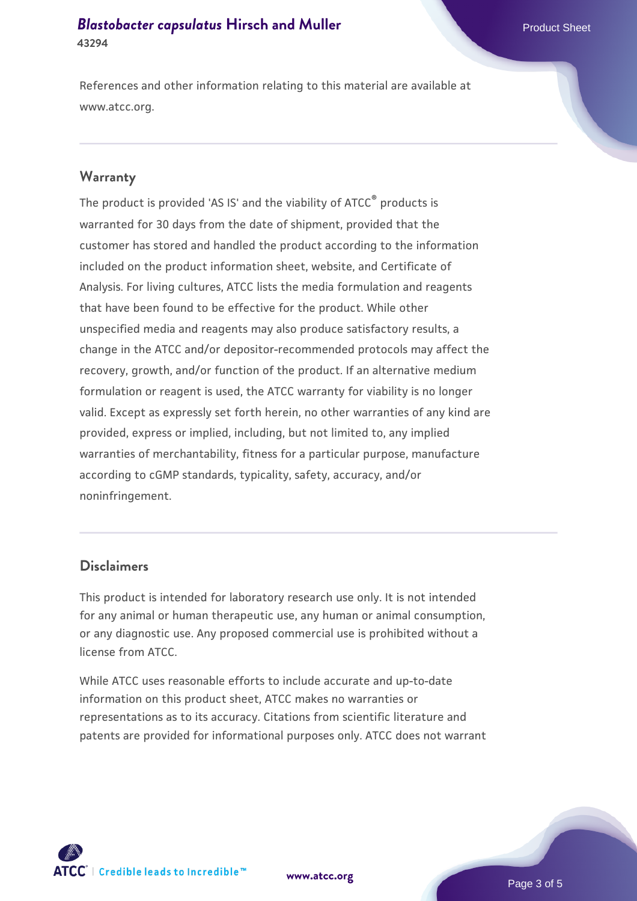References and other information relating to this material are available at www.atcc.org.

## Warranty

The product is provided 'AS IS' and the viability of ATCC® products is warranted for 30 days from the date of shipment, provided that the customer has stored and handled the product according to the information included on the product information sheet, website, and Certificate of Analysis. For living cultures, ATCC lists the media formulation and reagents that have been found to be effective for the product. While other unspecified media and reagents may also produce satisfactory results, a change in the ATCC and/or depositor-recommended protocols may affect the recovery, growth, and/or function of the product. If an alternative medium formulation or reagent is used, the ATCC warranty for viability is no longer valid. Except as expressly set forth herein, no other warranties of any kind are provided, express or implied, including, but not limited to, any implied warranties of merchantability, fitness for a particular purpose, manufacture according to cGMP standards, typicality, safety, accuracy, and/or noninfringement.

## Disclaimers

This product is intended for laboratory research use only. It is not intended for any animal or human therapeutic use, any human or animal consumption, or any diagnostic use. Any proposed commercial use is prohibited without a license from ATCC.

While ATCC uses reasonable efforts to include accurate and up-to-date information on this product sheet, ATCC makes no warranties or representations as to its accuracy. Citations from scientific literature and patents are provided for informational purposes only. ATCC does not warrant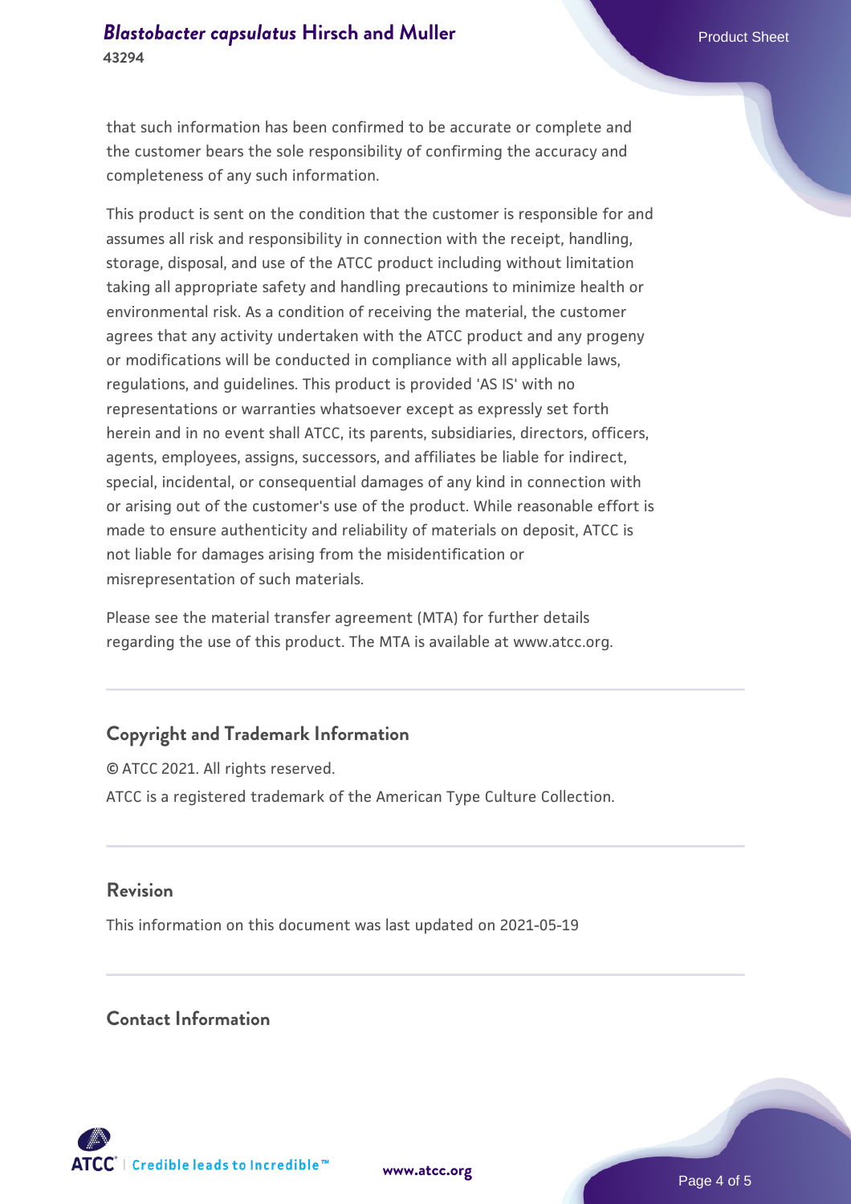that such information has been confirmed to be accurate or complete and the customer bears the sole responsibility of confirming the accuracy and completeness of any such information.

This product is sent on the condition that the customer is responsible for and assumes all risk and responsibility in connection with the receipt, handling, storage, disposal, and use of the ATCC product including without limitation taking all appropriate safety and handling precautions to minimize health or environmental risk. As a condition of receiving the material, the customer agrees that any activity undertaken with the ATCC product and any progeny or modifications will be conducted in compliance with all applicable laws, regulations, and guidelines. This product is provided 'AS IS' with no representations or warranties whatsoever except as expressly set forth herein and in no event shall ATCC, its parents, subsidiaries, directors, officers, agents, employees, assigns, successors, and affiliates be liable for indirect, special, incidental, or consequential damages of any kind in connection with or arising out of the customer's use of the product. While reasonable effort is made to ensure authenticity and reliability of materials on deposit, ATCC is not liable for damages arising from the misidentification or misrepresentation of such materials.

Please see the material transfer agreement (MTA) for further details regarding the use of this product. The MTA is available at www.atcc.org.

## Copyright and Trademark Information

© ATCC 2021. All rights reserved.

ATCC is a registered trademark of the American Type Culture Collection.

## Revision

This information on this document was last updated on 2021-05-19

## Contact Information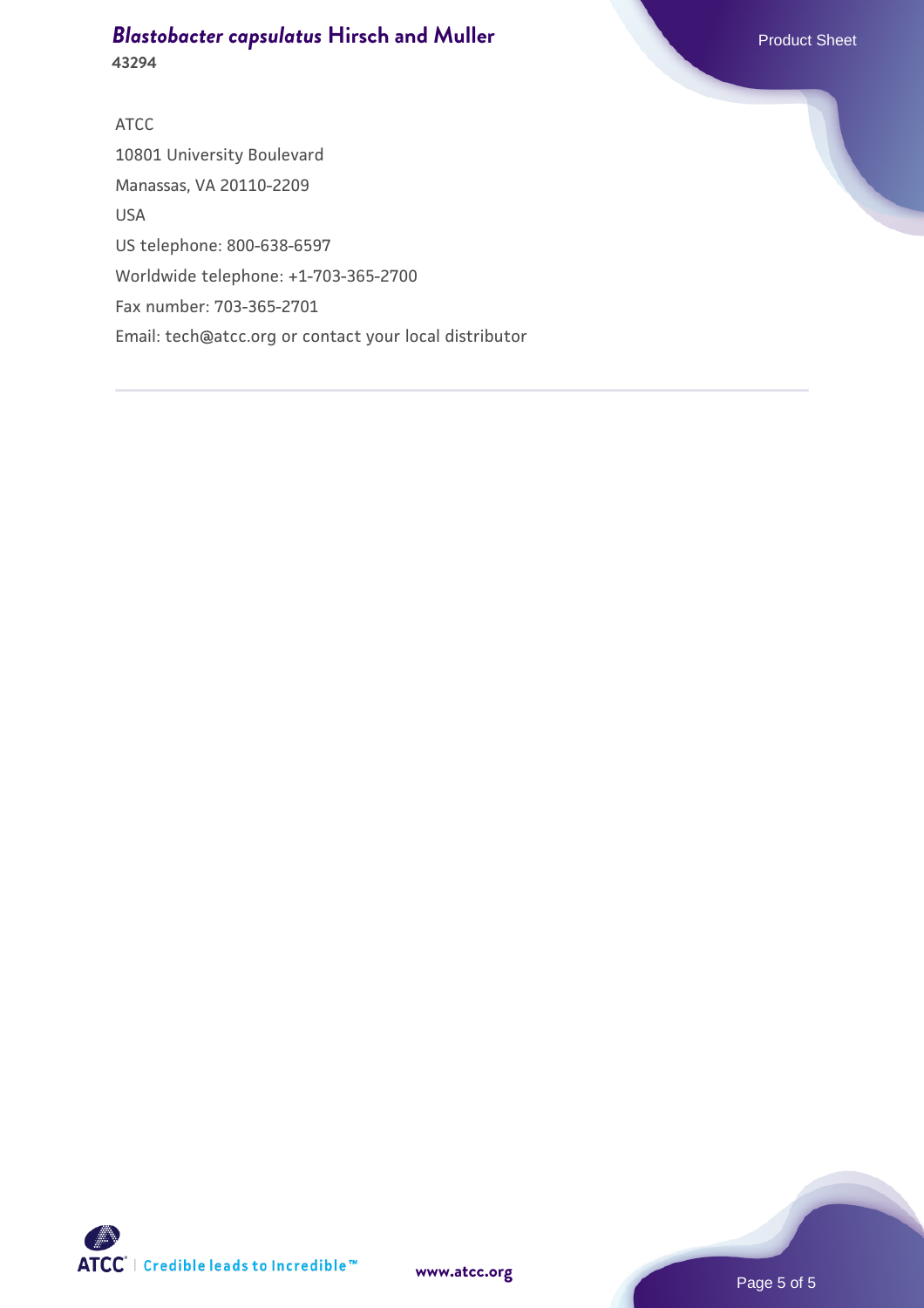ATCC

10801 University Boulevard

Manassas, VA 20110-2209

USA

US telephone: 800-638-6597

Worldwide telephone: +1-703-365-2700

Fax number: 703-365-2701

Email: tech@atcc.org or contact your local distributor